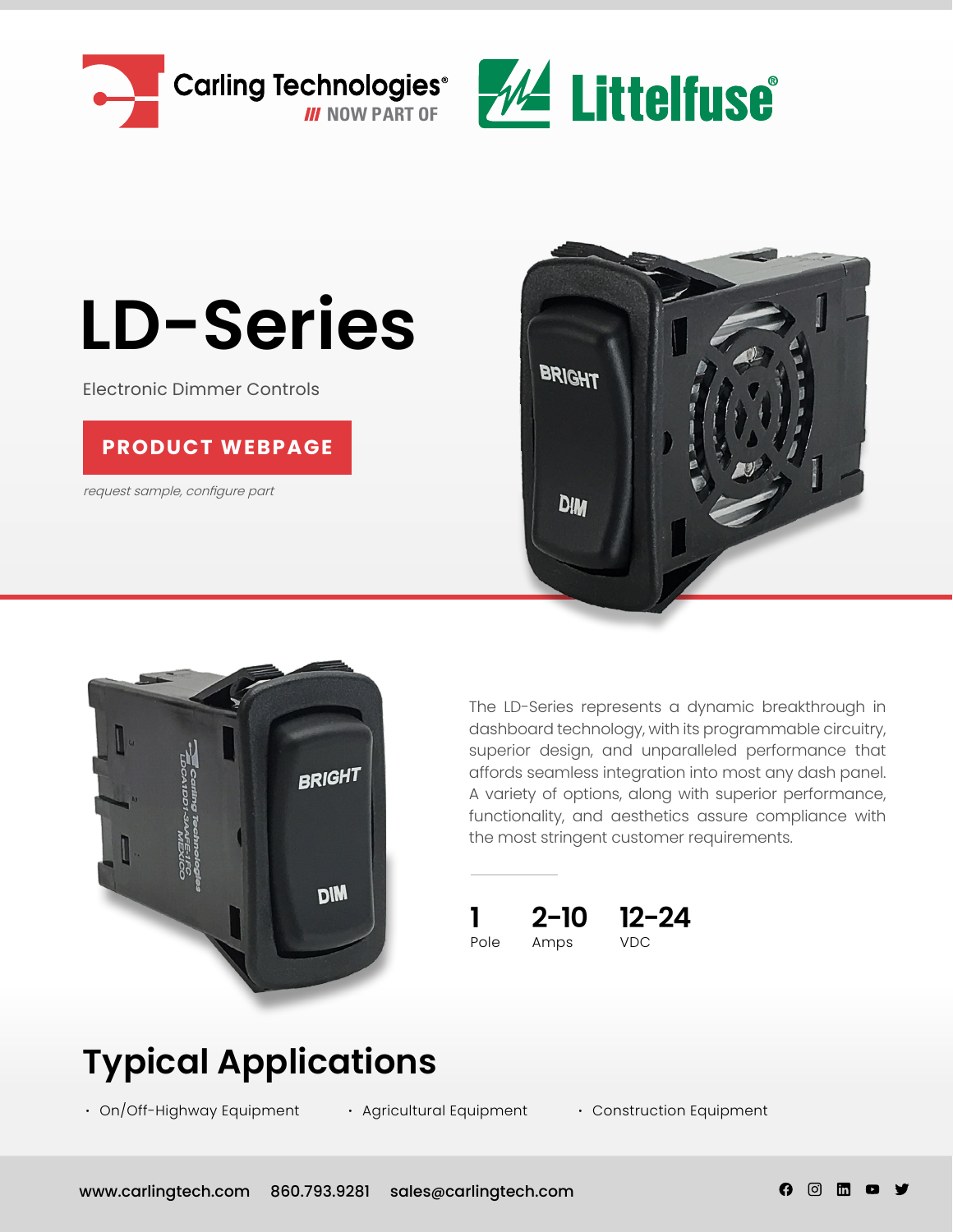Carling Technologies® NOW PART OF Littelfuse®

# LD-Series

Electronic Dimmer Controls

**PRODUCT WEBPAGE**

*request sample, configure part*

The LD-Series represents a dynamic breakthrough in dashboard technology, with its programmable circuitry, superior design, and unparalleled performance that affords seamless integration into most any dash panel. A variety of options, along with superior performance, functionality, and aesthetics assure compliance with the most stringent customer requirements.

| 1 | 2-10 | 12-24 |
|---|---|---|
| Pole | Amps | VDC |

## Typical Applications

- On/Off-Highway Equipment
- Agricultural Equipment
- Construction Equipment

www.carlingtech.com 860.793.9281 sales@carlingtech.com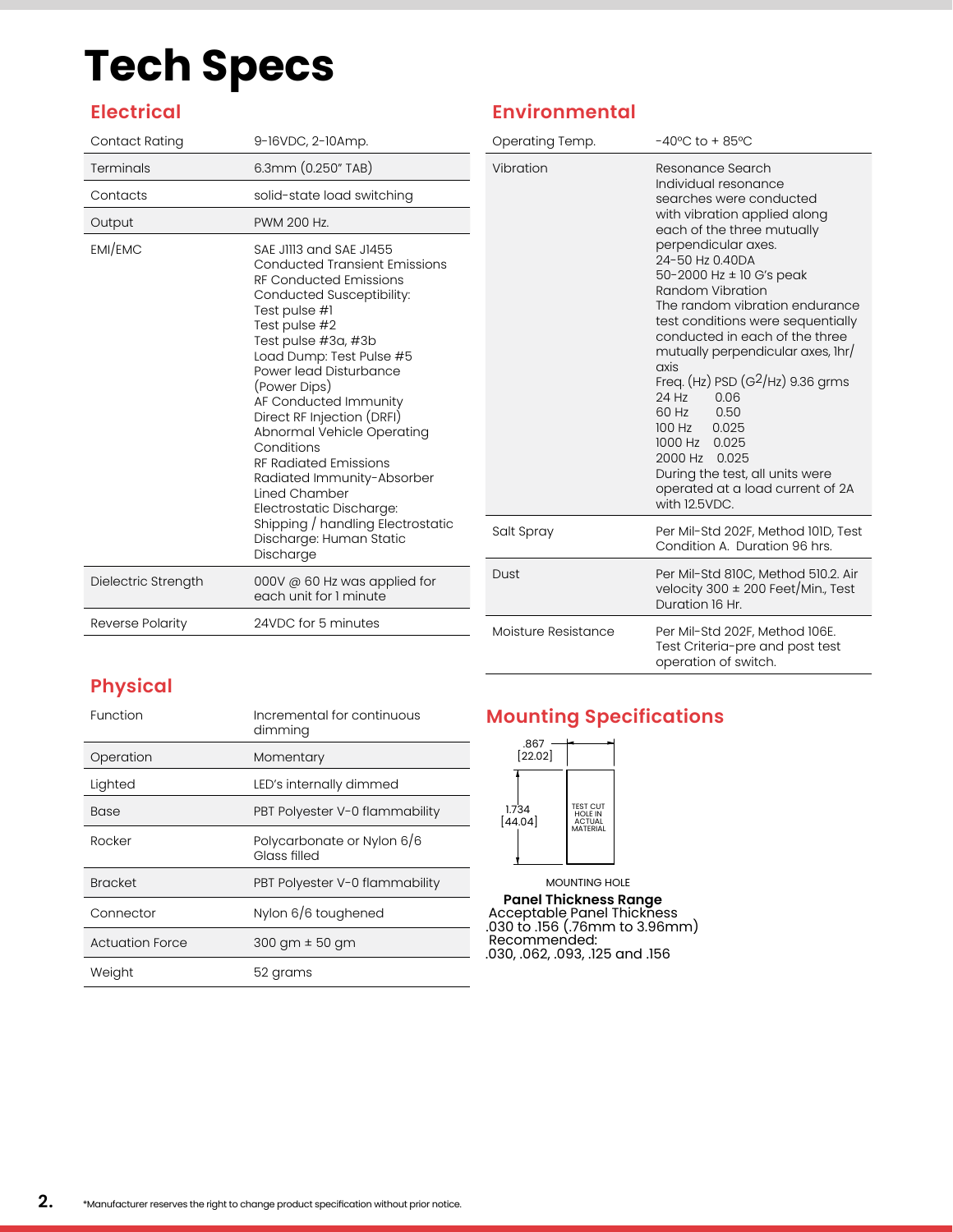# Tech Specs

## Electrical

| | |
|---|---|
| Contact Rating | 9-16VDC, 2-10Amp. |
| Terminals | 6.3mm (0.250" TAB) |
| Contacts | solid-state load switching |
| Output | PWM 200 Hz. |
| EMI/EMC | SAE J1113 and SAE J1455 Conducted Transient Emissions RF Conducted Emissions Conducted Susceptibility: Test pulse #1 Test pulse #2 Test pulse #3a, #3b Load Dump: Test Pulse #5 Power lead Disturbance (Power Dips) AF Conducted Immunity Direct RF Injection (DRFI) Abnormal Vehicle Operating Conditions RF Radiated Emissions Radiated Immunity-Absorber Lined Chamber Electrostatic Discharge: Shipping / handling Electrostatic Discharge: Human Static Discharge |
| Dielectric Strength | 000V @ 60 Hz was applied for each unit for 1 minute |
| Reverse Polarity | 24VDC for 5 minutes |

## Physical

| | |
|---|---|
| Function | Incremental for continuous dimming |
| Operation | Momentary |
| Lighted | LED's internally dimmed |
| Base | PBT Polyester V-0 flammability |
| Rocker | Polycarbonate or Nylon 6/6 Glass filled |
| Bracket | PBT Polyester V-0 flammability |
| Connector | Nylon 6/6 toughened |
| Actuation Force | 300 gm ± 50 gm |
| Weight | 52 grams |

## Environmental

| | |
|---|---|
| Operating Temp. | -40ºC to + 85ºC |
| Vibration | Resonance Search Individual resonance searches were conducted with vibration applied along each of the three mutually perpendicular axes. 24-50 Hz 0.40DA 50-2000 Hz ± 10 G's peak Random Vibration The random vibration endurance test conditions were sequentially conducted in each of the three mutually perpendicular axes, 1hr/axis Freq. (Hz) PSD ($G^2$/Hz) 9.36 grms 24 Hz 0.06 60 Hz 0.50 100 Hz 0.025 1000 Hz 0.025 2000 Hz 0.025 During the test, all units were operated at a load current of 2A with 12.5VDC. |
| Salt Spray | Per Mil-Std 202F, Method 101D, Test Condition A. Duration 96 hrs. |
| Dust | Per Mil-Std 810C, Method 510.2. Air velocity 300 ± 200 Feet/Min., Test Duration 16 Hr. |
| Moisture Resistance | Per Mil-Std 202F, Method 106E. Test Criteria-pre and post test operation of switch. |

## Mounting Specifications

.867 [22.02]

1.734 [44.04]

TEST CUT HOLE IN ACTUAL MATERIAL

MOUNTING HOLE

**Panel Thickness Range**

Acceptable Panel Thickness
.030 to .156 (.76mm to 3.96mm)
Recommended:
.030, .062, .093, .125 and .156

*Manufacturer reserves the right to change product specification without prior notice.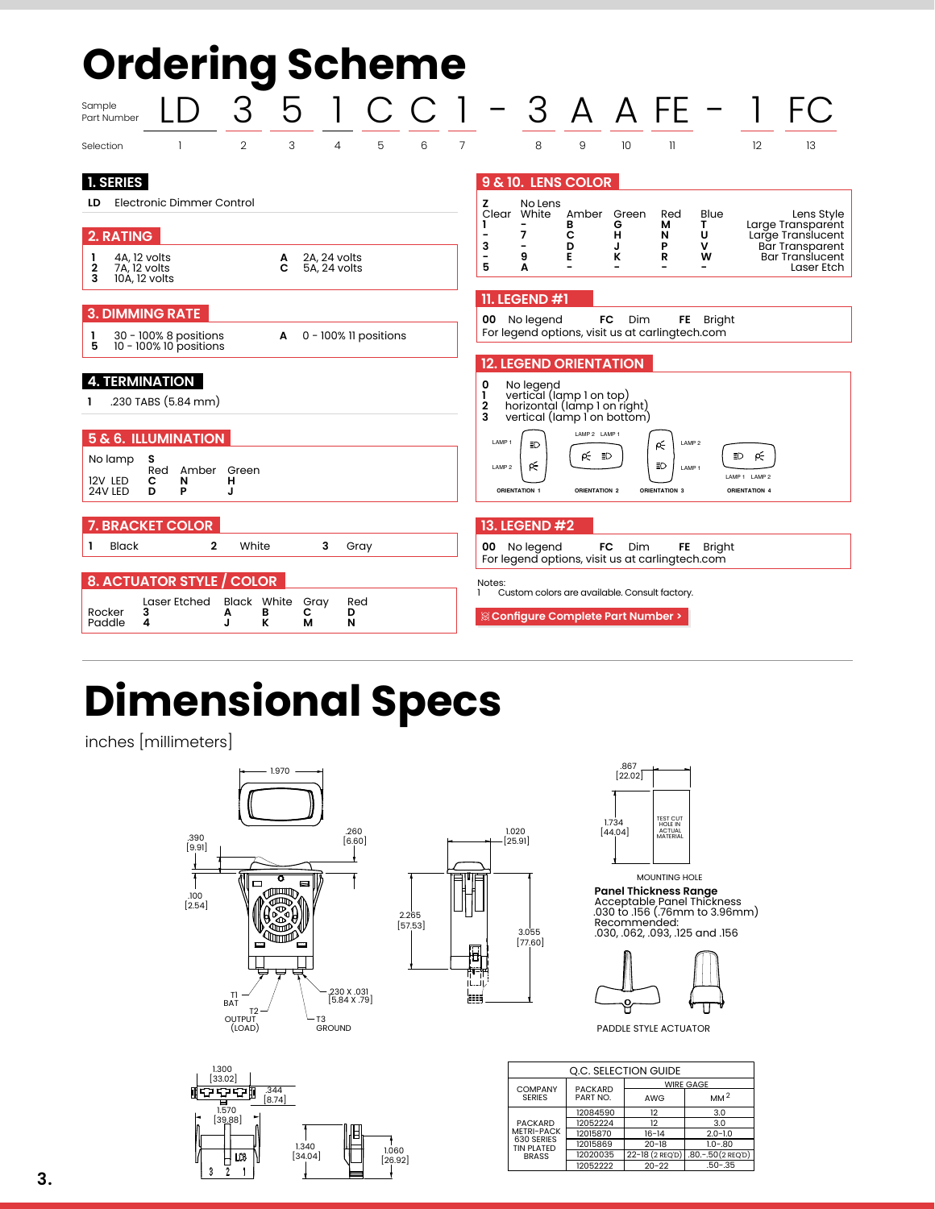# Ordering Scheme

| Sample Part Number | LD | 3 | 5 | 1 | C | C | 1 | - | 3 | A | A | FE | - | 1 | FC |
|---|---|---|---|---|---|---|---|---|---|---|---|---|---|---|---|
| Selection | 1 | 2 | 3 | 4 | 5 | 6 | 7 | | 8 | 9 | 10 | 11 | | 12 | 13 |

## 1. SERIES

**LD** Electronic Dimmer Control

## 2. RATING

| | | | |
|---|---|---|---|
| **1** | 4A, 12 volts | **A** | 2A, 24 volts |
| **2** | 7A, 12 volts | **C** | 5A, 24 volts |
| **3** | 10A, 12 volts | | |

## 3. DIMMING RATE

| | | | |
|---|---|---|---|
| **1** | 30 - 100% 8 positions | **A** | 0 - 100% 11 positions |
| **5** | 10 - 100% 10 positions | | |

## 4. TERMINATION

**1** .230 TABS (5.84 mm)

## 5 & 6. ILLUMINATION

| | Red | Amber | Green |
|---|---|---|---|
| No lamp | **S** | | |
| 12V LED | **C** | **N** | **H** |
| 24V LED | **D** | **P** | **J** |

## 7. BRACKET COLOR

**1** Black **2** White **3** Gray

## 8. ACTUATOR STYLE / COLOR

| | Laser Etched | Black | White | Gray | Red |
|---|---|---|---|---|---|
| Rocker | **3** | **A** | **B** | **C** | **D** |
| Paddle | **4** | **J** | **K** | **M** | **N** |

## 9 & 10. LENS COLOR

| Z Clear | No Lens White | Amber | Green | Red | Blue | Lens Style |
|---|---|---|---|---|---|---|
| **1** | **-** | **B** | **G** | **M** | **T** | Large Transparent |
| **-** | **7** | **C** | **H** | **N** | **U** | Large Translucent |
| **3** | **-** | **D** | **J** | **P** | **V** | Bar Transparent |
| **-** | **9** | **E** | **K** | **R** | **W** | Bar Translucent |
| **5** | **A** | **-** | **-** | **-** | **-** | Laser Etch |

## 11. LEGEND #1

**00** No legend **FC** Dim **FE** Bright

For legend options, visit us at carlingtech.com

## 12. LEGEND ORIENTATION

**0** No legend
**1** vertical (lamp 1 on top)
**2** horizontal (lamp 1 on right)
**3** vertical (lamp 1 on bottom)

LAMP 1, LAMP 2 — ORIENTATION 1; LAMP 2, LAMP 1 — ORIENTATION 2; LAMP 2, LAMP 1 — ORIENTATION 3; LAMP 1, LAMP 2 — ORIENTATION 4

## 13. LEGEND #2

**00** No legend **FC** Dim **FE** Bright

For legend options, visit us at carlingtech.com

Notes:
1 Custom colors are available. Consult factory.

Configure Complete Part Number >

# Dimensional Specs

inches [millimeters]

1.970; .390 [9.91]; .260 [6.60]; .100 [2.54]; .230 X .031 [5.84 X .79]; T1 BAT; T2 OUTPUT (LOAD); T3 GROUND; 1.020 [25.91]; 2.265 [57.53]; 3.055 [77.60]; 1.300 [33.02]; .344 [8.74]; 1.570 [39.88]; 1.340 [34.04]; 1.060 [26.92]

.867 [22.02]; 1.734 [44.04]; TEST CUT HOLE IN ACTUAL MATERIAL

MOUNTING HOLE

**Panel Thickness Range**
Acceptable Panel Thickness
.030 to .156 (.76mm to 3.96mm)
Recommended:
.030, .062, .093, .125 and .156

PADDLE STYLE ACTUATOR

| Q.C. SELECTION GUIDE | | | |
|---|---|---|---|
| COMPANY SERIES | PACKARD PART NO. | WIRE GAGE AWG | WIRE GAGE MM² |
| PACKARD METRI-PACK 630 SERIES TIN PLATED BRASS | 12084590 | 12 | 3.0 |
| | 12052224 | 12 | 3.0 |
| | 12015870 | 16-14 | 2.0-1.0 |
| | 12015869 | 20-18 | 1.0-.80 |
| | 12020035 | 22-18 (2 REQ'D) | .80.-.50(2 REQ'D) |
| | 12052222 | 20-22 | .50-.35 |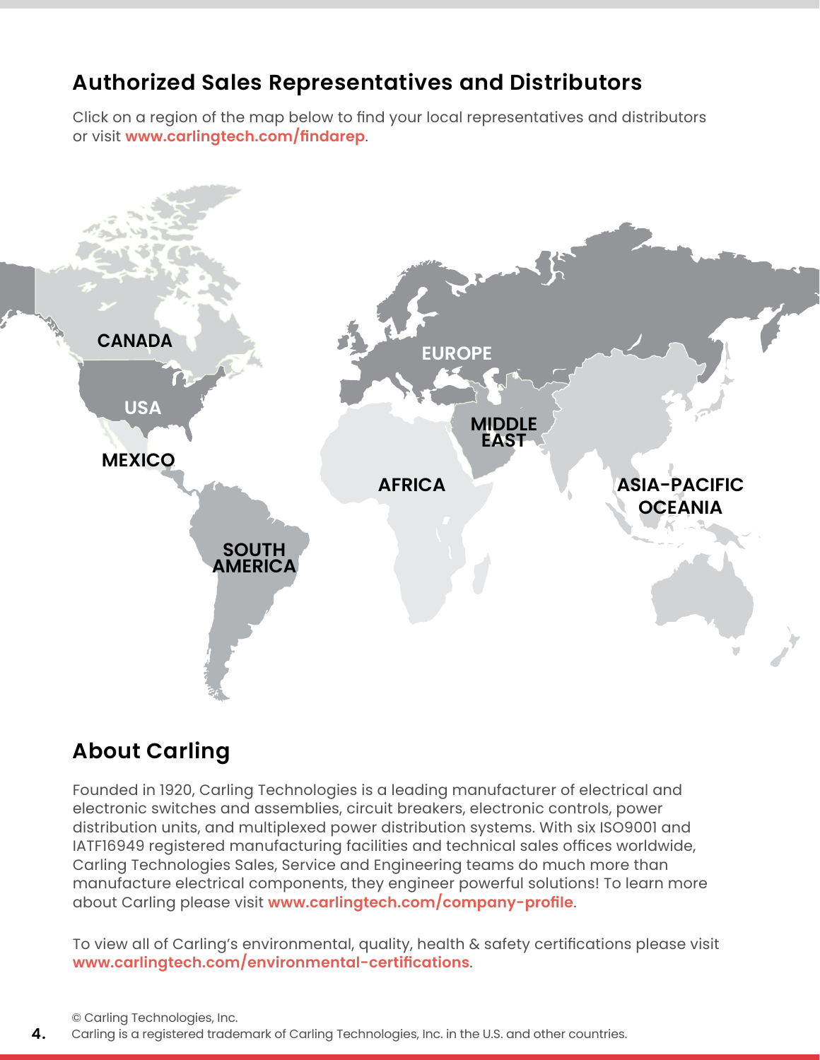## Authorized Sales Representatives and Distributors

Click on a region of the map below to find your local representatives and distributors or visit **www.carlingtech.com/findarep**.

CANADA

USA

MEXICO

SOUTH AMERICA

EUROPE

MIDDLE EAST

AFRICA

ASIA-PACIFIC OCEANIA

## About Carling

Founded in 1920, Carling Technologies is a leading manufacturer of electrical and electronic switches and assemblies, circuit breakers, electronic controls, power distribution units, and multiplexed power distribution systems. With six ISO9001 and IATF16949 registered manufacturing facilities and technical sales offices worldwide, Carling Technologies Sales, Service and Engineering teams do much more than manufacture electrical components, they engineer powerful solutions! To learn more about Carling please visit **www.carlingtech.com/company-profile**.

To view all of Carling's environmental, quality, health & safety certifications please visit **www.carlingtech.com/environmental-certifications**.

© Carling Technologies, Inc.
Carling is a registered trademark of Carling Technologies, Inc. in the U.S. and other countries.